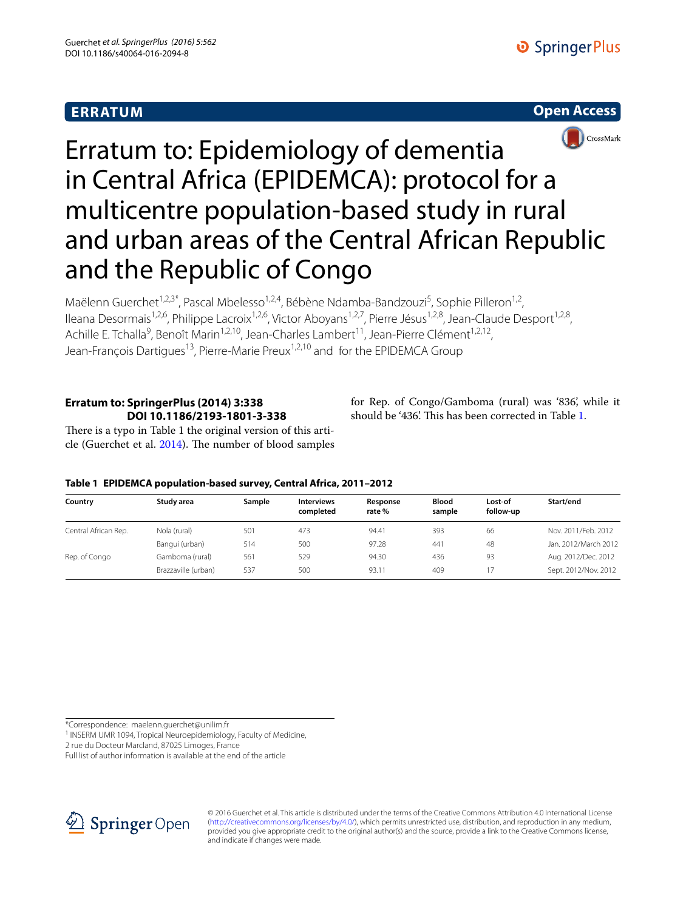**ERRATUM** **Open Access**

# Erratum to: Epidemiology of dementia in Central Africa (EPIDEMCA): protocol for a multicentre population-based study in rural and urban areas of the Central African Republic and the Republic of Congo

Maëlenn Guerchet[1,2,3*], Pascal Mbelesso[1,2,4], Bébène Ndamba-Bandzouzi[5], Sophie Pilleron[1,2], Ileana Desormais[1,2,6], Philippe Lacroix[1,2,6], Victor Aboyans[1,2,7], Pierre Jésus[1,2,8], Jean-Claude Desport[1,2,8], Achille E. Tchalla[9], Benoît Marin[1,2,10], Jean-Charles Lambert[11], Jean-Pierre Clément[1,2,12], Jean-François Dartigues[13], Pierre-Marie Preux[1,2,10] and for the EPIDEMCA Group

## Erratum to: SpringerPlus (2014) 3:338 DOI 10.1186/2193-1801-3-338

There is a typo in Table 1 the original version of this article (Guerchet et al. 2014). The number of blood samples for Rep. of Congo/Gamboma (rural) was '836', while it should be '436'. This has been corrected in Table 1.

**Table 1 EPIDEMCA population-based survey, Central Africa, 2011–2012**

| Country | Study area | Sample | Interviews completed | Response rate % | Blood sample | Lost-of follow-up | Start/end |
|---|---|---|---|---|---|---|---|
| Central African Rep. | Nola (rural) | 501 | 473 | 94.41 | 393 | 66 | Nov. 2011/Feb. 2012 |
| | Bangui (urban) | 514 | 500 | 97.28 | 441 | 48 | Jan. 2012/March 2012 |
| Rep. of Congo | Gamboma (rural) | 561 | 529 | 94.30 | 436 | 93 | Aug. 2012/Dec. 2012 |
| | Brazzaville (urban) | 537 | 500 | 93.11 | 409 | 17 | Sept. 2012/Nov. 2012 |

*Correspondence: maelenn.guerchet@unilim.fr
[1] INSERM UMR 1094, Tropical Neuroepidemiology, Faculty of Medicine, 2 rue du Docteur Marcland, 87025 Limoges, France
Full list of author information is available at the end of the article

© 2016 Guerchet et al. This article is distributed under the terms of the Creative Commons Attribution 4.0 International License (http://creativecommons.org/licenses/by/4.0/), which permits unrestricted use, distribution, and reproduction in any medium, provided you give appropriate credit to the original author(s) and the source, provide a link to the Creative Commons license, and indicate if changes were made.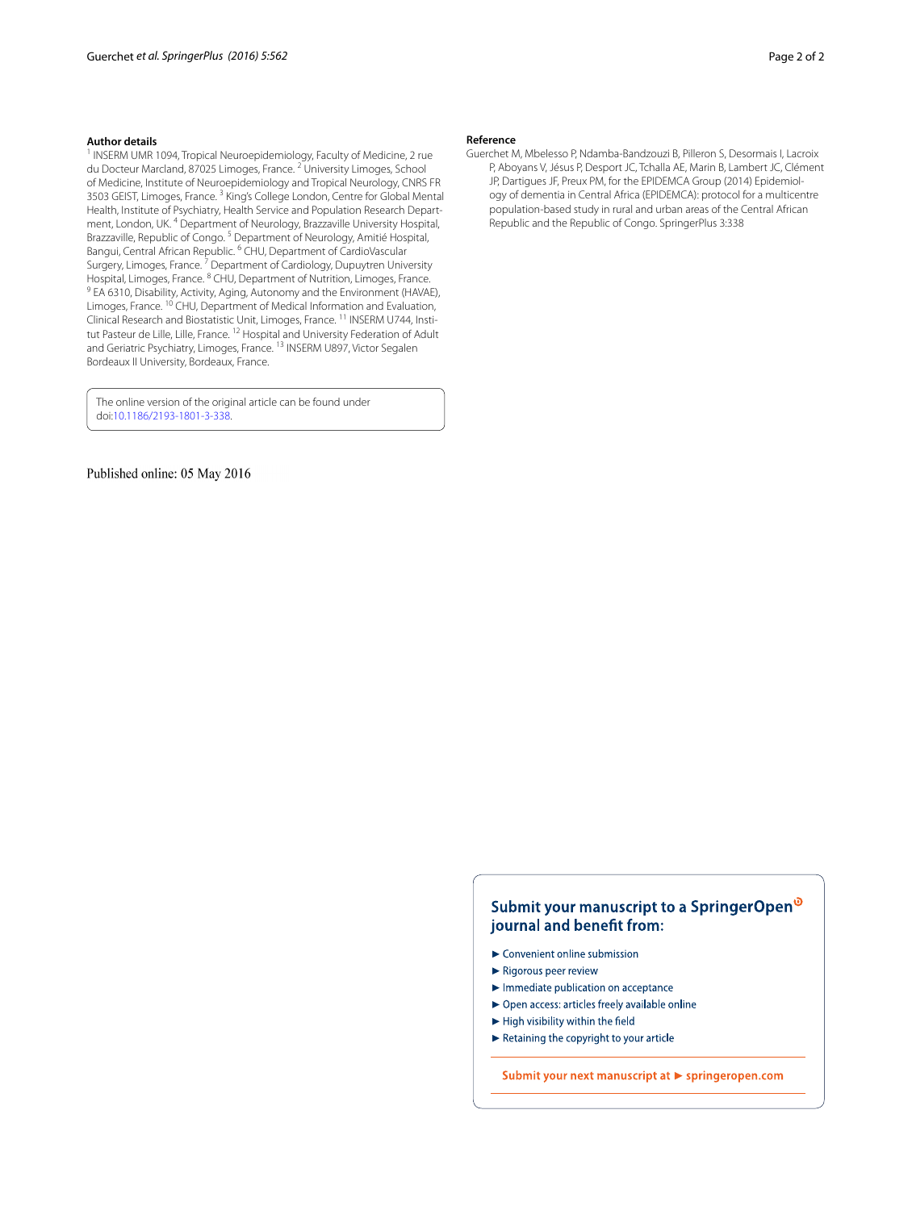### Author details

[1] INSERM UMR 1094, Tropical Neuroepidemiology, Faculty of Medicine, 2 rue du Docteur Marcland, 87025 Limoges, France. [2] University Limoges, School of Medicine, Institute of Neuroepidemiology and Tropical Neurology, CNRS FR 3503 GEIST, Limoges, France. [3] King's College London, Centre for Global Mental Health, Institute of Psychiatry, Health Service and Population Research Department, London, UK. [4] Department of Neurology, Brazzaville University Hospital, Brazzaville, Republic of Congo. [5] Department of Neurology, Amitié Hospital, Bangui, Central African Republic. [6] CHU, Department of CardioVascular Surgery, Limoges, France. [7] Department of Cardiology, Dupuytren University Hospital, Limoges, France. [8] CHU, Department of Nutrition, Limoges, France. [9] EA 6310, Disability, Activity, Aging, Autonomy and the Environment (HAVAE), Limoges, France. [10] CHU, Department of Medical Information and Evaluation, Clinical Research and Biostatistic Unit, Limoges, France. [11] INSERM U744, Institut Pasteur de Lille, Lille, France. [12] Hospital and University Federation of Adult and Geriatric Psychiatry, Limoges, France. [13] INSERM U897, Victor Segalen Bordeaux II University, Bordeaux, France.

The online version of the original article can be found under doi:10.1186/2193-1801-3-338.

Published online: 05 May 2016

### Reference

Guerchet M, Mbelesso P, Ndamba-Bandzouzi B, Pilleron S, Desormais I, Lacroix P, Aboyans V, Jésus P, Desport JC, Tchalla AE, Marin B, Lambert JC, Clément JP, Dartigues JF, Preux PM, for the EPIDEMCA Group (2014) Epidemiology of dementia in Central Africa (EPIDEMCA): protocol for a multicentre population-based study in rural and urban areas of the Central African Republic and the Republic of Congo. SpringerPlus 3:338

**Submit your manuscript to a SpringerOpen journal and benefit from:**

- ► Convenient online submission
- ► Rigorous peer review
- ► Immediate publication on acceptance
- ► Open access: articles freely available online
- ► High visibility within the field
- ► Retaining the copyright to your article

**Submit your next manuscript at ► springeropen.com**